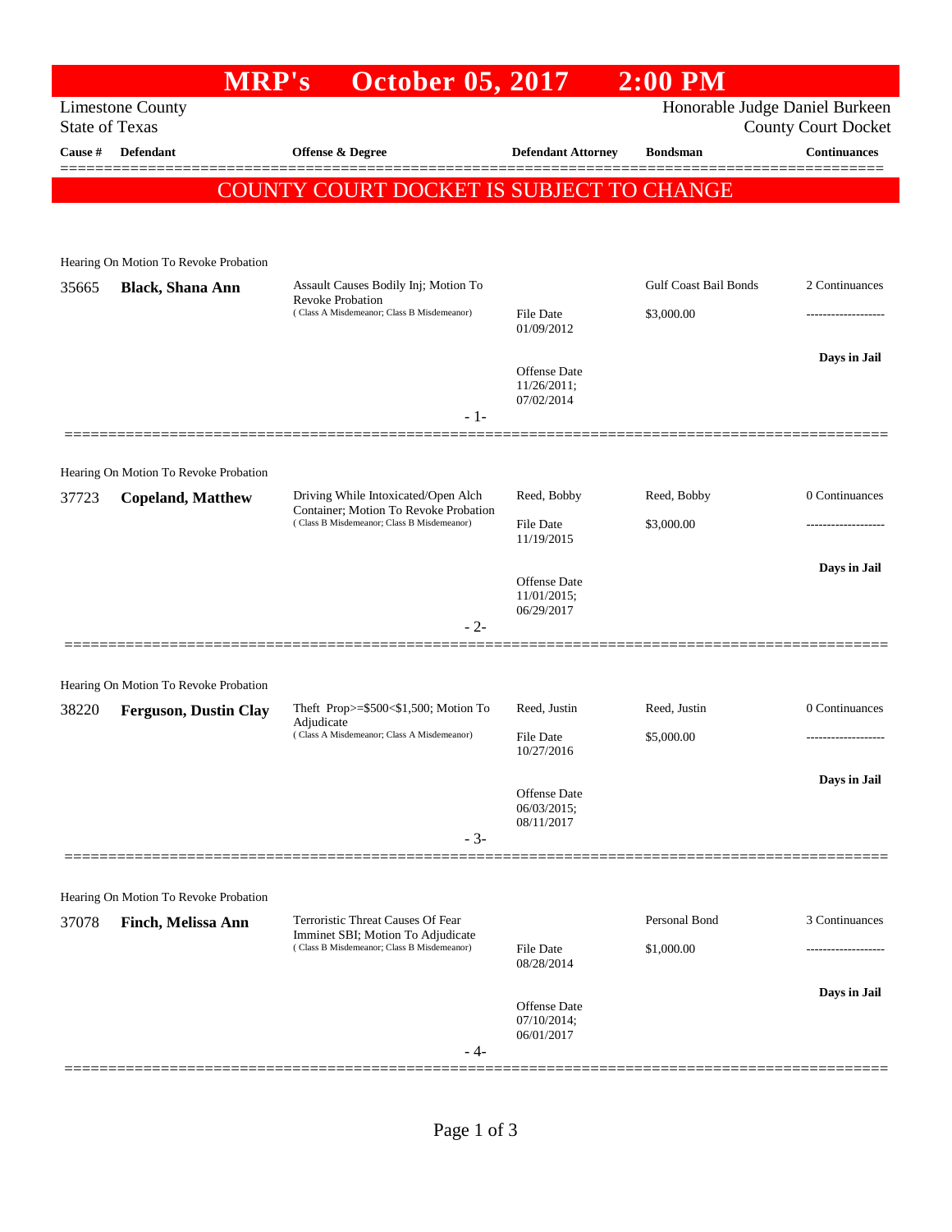# MRP's October 05, 2017 2:00 PM

Limestone County
State of Texas

Honorable Judge Daniel Burkeen
County Court Docket

| Cause # | Defendant | Offense & Degree | Defendant Attorney | Bondsman | Continuances |
|---|---|---|---|---|---|

**COUNTY COURT DOCKET IS SUBJECT TO CHANGE**

Hearing On Motion To Revoke Probation

| Cause # | Defendant | Offense & Degree | Defendant Attorney | Bondsman | Continuances |
|---|---|---|---|---|---|
| 35665 | **Black, Shana Ann** | Assault Causes Bodily Inj; Motion To Revoke Probation (Class A Misdemeanor; Class B Misdemeanor) | File Date 01/09/2012; Offense Date 11/26/2011; 07/02/2014 | Gulf Coast Bail Bonds $3,000.00 | 2 Continuances; Days in Jail |

- 1-

Hearing On Motion To Revoke Probation

| Cause # | Defendant | Offense & Degree | Defendant Attorney | Bondsman | Continuances |
|---|---|---|---|---|---|
| 37723 | **Copeland, Matthew** | Driving While Intoxicated/Open Alch Container; Motion To Revoke Probation (Class B Misdemeanor; Class B Misdemeanor) | Reed, Bobby; File Date 11/19/2015; Offense Date 11/01/2015; 06/29/2017 | Reed, Bobby $3,000.00 | 0 Continuances; Days in Jail |

- 2-

Hearing On Motion To Revoke Probation

| Cause # | Defendant | Offense & Degree | Defendant Attorney | Bondsman | Continuances |
|---|---|---|---|---|---|
| 38220 | **Ferguson, Dustin Clay** | Theft Prop>=$500<$1,500; Motion To Adjudicate (Class A Misdemeanor; Class A Misdemeanor) | Reed, Justin; File Date 10/27/2016; Offense Date 06/03/2015; 08/11/2017 | Reed, Justin $5,000.00 | 0 Continuances; Days in Jail |

- 3-

Hearing On Motion To Revoke Probation

| Cause # | Defendant | Offense & Degree | Defendant Attorney | Bondsman | Continuances |
|---|---|---|---|---|---|
| 37078 | **Finch, Melissa Ann** | Terroristic Threat Causes Of Fear Imminet SBI; Motion To Adjudicate (Class B Misdemeanor; Class B Misdemeanor) | File Date 08/28/2014; Offense Date 07/10/2014; 06/01/2017 | Personal Bond $1,000.00 | 3 Continuances; Days in Jail |

- 4-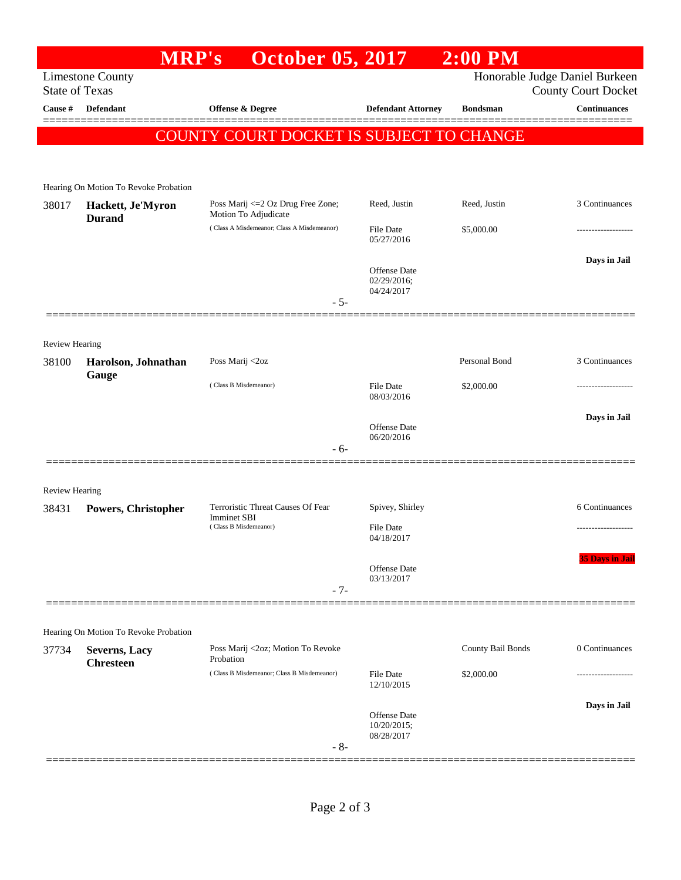# MRP's October 05, 2017 2:00 PM

Limestone County
State of Texas

Honorable Judge Daniel Burkeen
County Court Docket

| Cause # | Defendant | Offense & Degree | Defendant Attorney | Bondsman | Continuances |
|---|---|---|---|---|---|

**COUNTY COURT DOCKET IS SUBJECT TO CHANGE**

Hearing On Motion To Revoke Probation

| Cause # | Defendant | Offense & Degree | Defendant Attorney | Bondsman | Continuances |
|---|---|---|---|---|---|
| 38017 | **Hackett, Je'Myron Durand** | Poss Marij <=2 Oz Drug Free Zone; Motion To Adjudicate (Class A Misdemeanor; Class A Misdemeanor) | Reed, Justin<br>File Date 05/27/2016<br>Offense Date 02/29/2016; 04/24/2017 | Reed, Justin<br>$5,000.00 | 3 Continuances<br>-------------------<br>**Days in Jail** |

- 5-

Review Hearing

| Cause # | Defendant | Offense & Degree | Defendant Attorney | Bondsman | Continuances |
|---|---|---|---|---|---|
| 38100 | **Harolson, Johnathan Gauge** | Poss Marij <2oz (Class B Misdemeanor) | File Date 08/03/2016<br>Offense Date 06/20/2016 | Personal Bond<br>$2,000.00 | 3 Continuances<br>-------------------<br>**Days in Jail** |

- 6-

Review Hearing

| Cause # | Defendant | Offense & Degree | Defendant Attorney | Bondsman | Continuances |
|---|---|---|---|---|---|
| 38431 | **Powers, Christopher** | Terroristic Threat Causes Of Fear Imminet SBI (Class B Misdemeanor) | Spivey, Shirley<br>File Date 04/18/2017<br>Offense Date 03/13/2017 | | 6 Continuances<br>-------------------<br>**35 Days in Jail** |

- 7-

Hearing On Motion To Revoke Probation

| Cause # | Defendant | Offense & Degree | Defendant Attorney | Bondsman | Continuances |
|---|---|---|---|---|---|
| 37734 | **Severns, Lacy Chresteen** | Poss Marij <2oz; Motion To Revoke Probation (Class B Misdemeanor; Class B Misdemeanor) | File Date 12/10/2015<br>Offense Date 10/20/2015; 08/28/2017 | County Bail Bonds<br>$2,000.00 | 0 Continuances<br>-------------------<br>**Days in Jail** |

- 8-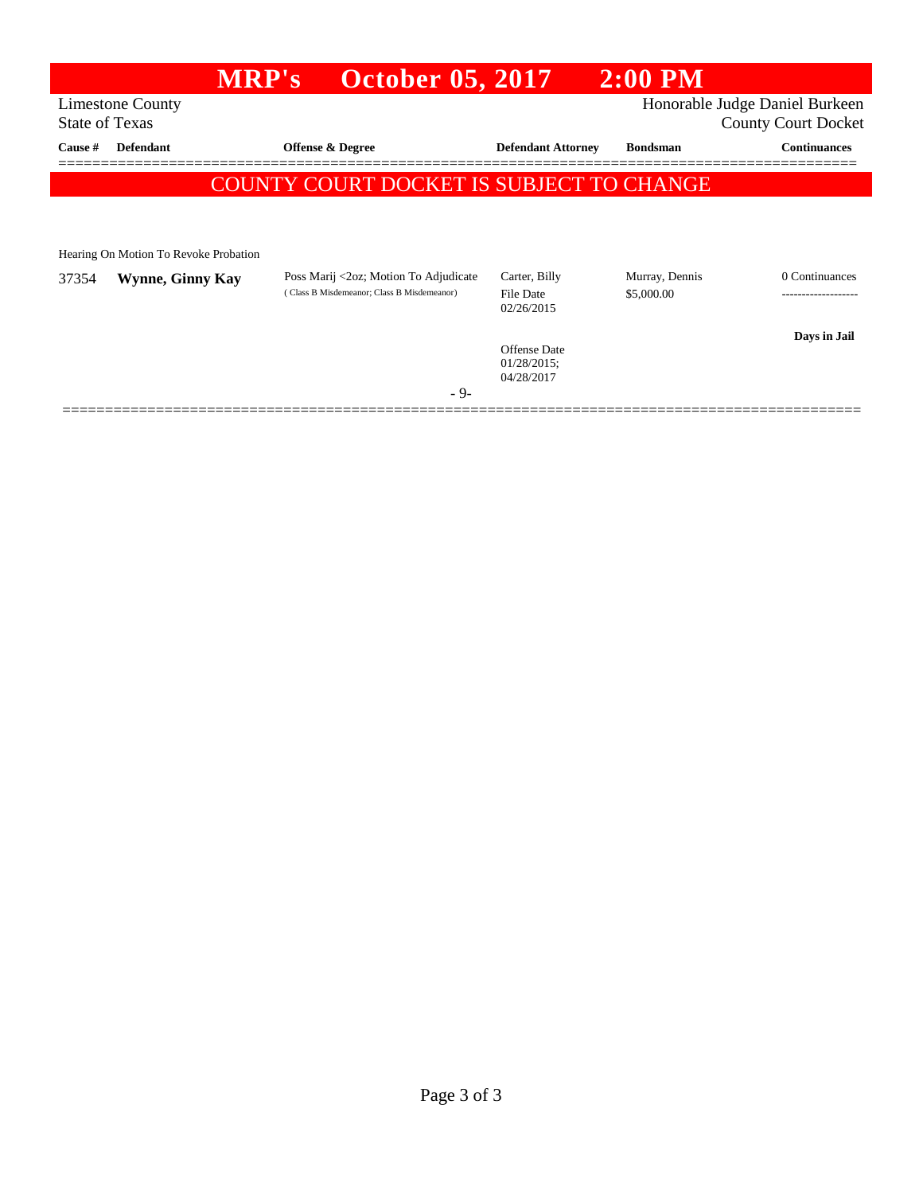# MRP's October 05, 2017 2:00 PM

Limestone County
State of Texas

Honorable Judge Daniel Burkeen
County Court Docket

## COUNTY COURT DOCKET IS SUBJECT TO CHANGE

Hearing On Motion To Revoke Probation

| Cause # | Defendant | Offense & Degree | Defendant Attorney | Bondsman | Continuances |
|---|---|---|---|---|---|
| 37354 | **Wynne, Ginny Kay** | Poss Marij <2oz; Motion To Adjudicate<br>( Class B Misdemeanor; Class B Misdemeanor) | Carter, Billy<br>File Date<br>02/26/2015<br><br>Offense Date<br>01/28/2015;<br>04/28/2017 | Murray, Dennis<br>$5,000.00 | 0 Continuances<br>-------------------<br><br>**Days in Jail** |

- 9-